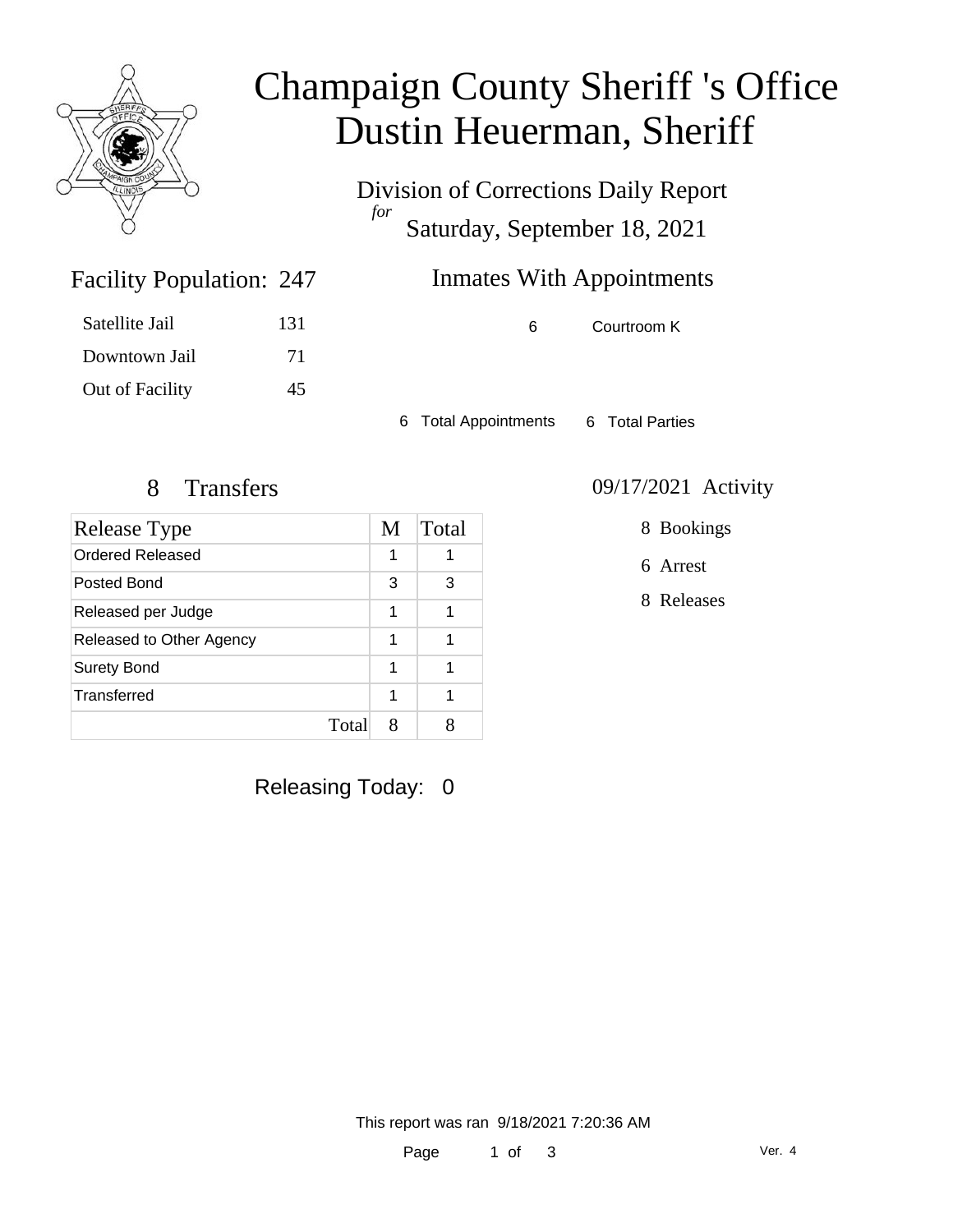# Champaign County Sheriff 's Office
# Dustin Heuerman, Sheriff

Division of Corrections Daily Report
*for*
Saturday, September 18, 2021

## Facility Population: 247

| | |
|---|---|
| Satellite Jail | 131 |
| Downtown Jail | 71 |
| Out of Facility | 45 |

## Inmates With Appointments

6 Courtroom K

6 Total Appointments 6 Total Parties

## 8 Transfers

| Release Type | M | Total |
|---|---|---|
| Ordered Released | 1 | 1 |
| Posted Bond | 3 | 3 |
| Released per Judge | 1 | 1 |
| Released to Other Agency | 1 | 1 |
| Surety Bond | 1 | 1 |
| Transferred | 1 | 1 |
| Total | 8 | 8 |

## 09/17/2021 Activity

8 Bookings

6 Arrest

8 Releases

Releasing Today: 0

This report was ran 9/18/2021 7:20:36 AM

Ver. 4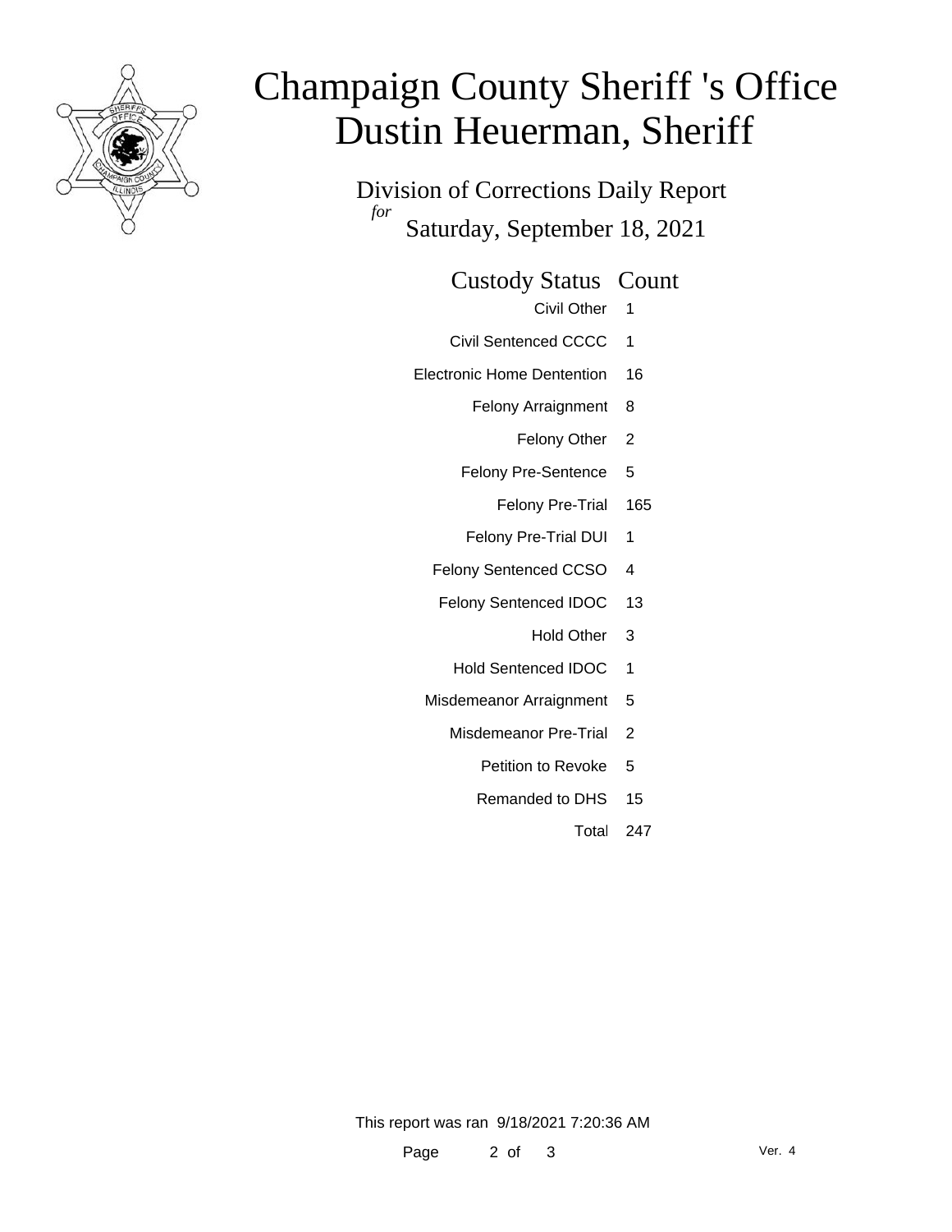# Champaign County Sheriff 's Office
# Dustin Heuerman, Sheriff

Division of Corrections Daily Report

*for*

Saturday, September 18, 2021

| Custody Status | Count |
|---|---|
| Civil Other | 1 |
| Civil Sentenced CCCC | 1 |
| Electronic Home Dentention | 16 |
| Felony Arraignment | 8 |
| Felony Other | 2 |
| Felony Pre-Sentence | 5 |
| Felony Pre-Trial | 165 |
| Felony Pre-Trial DUI | 1 |
| Felony Sentenced CCSO | 4 |
| Felony Sentenced IDOC | 13 |
| Hold Other | 3 |
| Hold Sentenced IDOC | 1 |
| Misdemeanor Arraignment | 5 |
| Misdemeanor Pre-Trial | 2 |
| Petition to Revoke | 5 |
| Remanded to DHS | 15 |
| Total | 247 |

This report was ran 9/18/2021 7:20:36 AM

Ver. 4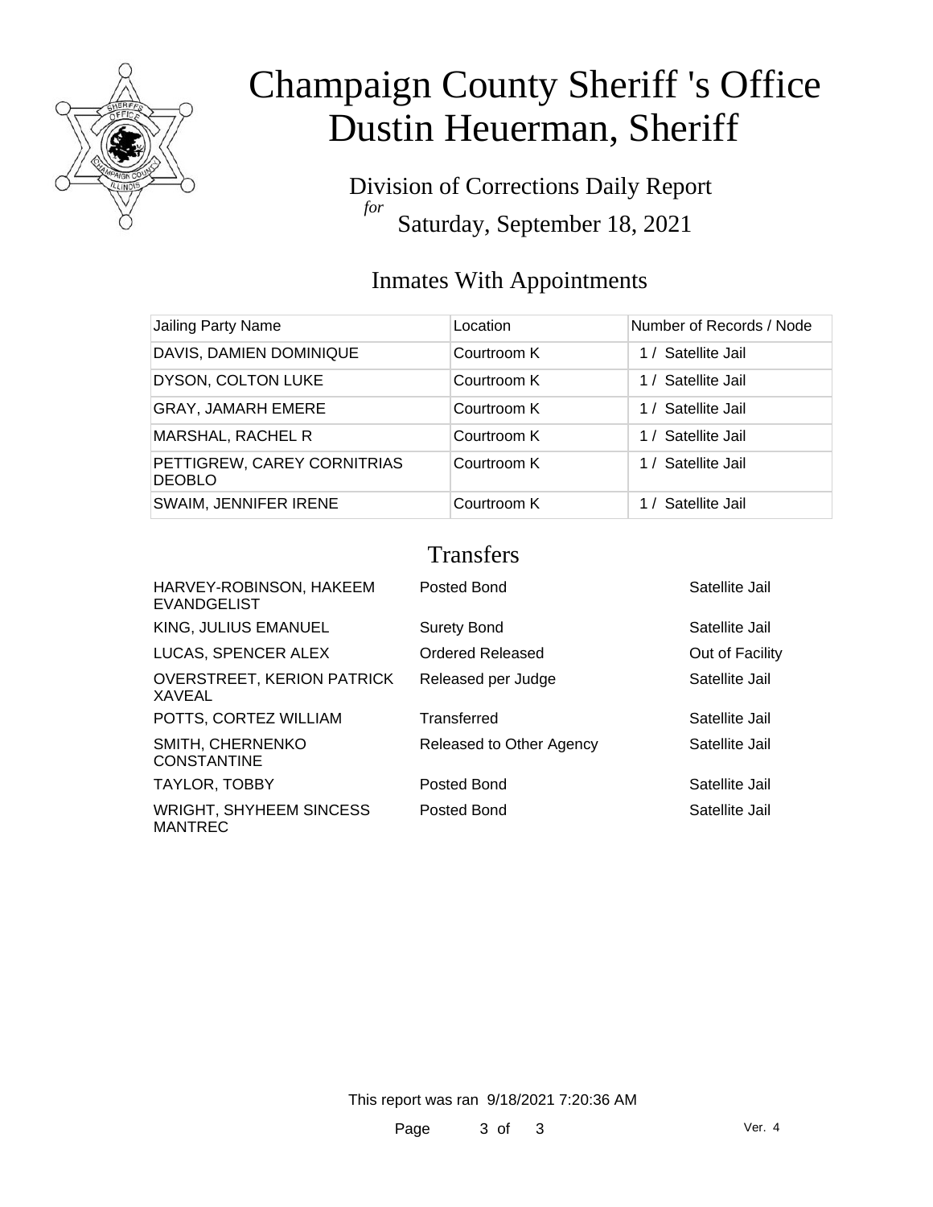# Champaign County Sheriff 's Office
# Dustin Heuerman, Sheriff

Division of Corrections Daily Report
*for*
Saturday, September 18, 2021

## Inmates With Appointments

| Jailing Party Name | Location | Number of Records / Node |
|---|---|---|
| DAVIS, DAMIEN DOMINIQUE | Courtroom K | 1 / Satellite Jail |
| DYSON, COLTON LUKE | Courtroom K | 1 / Satellite Jail |
| GRAY, JAMARH EMERE | Courtroom K | 1 / Satellite Jail |
| MARSHAL, RACHEL R | Courtroom K | 1 / Satellite Jail |
| PETTIGREW, CAREY CORNITRIAS DEOBLO | Courtroom K | 1 / Satellite Jail |
| SWAIM, JENNIFER IRENE | Courtroom K | 1 / Satellite Jail |

## Transfers

| | | |
|---|---|---|
| HARVEY-ROBINSON, HAKEEM EVANDGELIST | Posted Bond | Satellite Jail |
| KING, JULIUS EMANUEL | Surety Bond | Satellite Jail |
| LUCAS, SPENCER ALEX | Ordered Released | Out of Facility |
| OVERSTREET, KERION PATRICK XAVEAL | Released per Judge | Satellite Jail |
| POTTS, CORTEZ WILLIAM | Transferred | Satellite Jail |
| SMITH, CHERNENKO CONSTANTINE | Released to Other Agency | Satellite Jail |
| TAYLOR, TOBBY | Posted Bond | Satellite Jail |
| WRIGHT, SHYHEEM SINCESS MANTREC | Posted Bond | Satellite Jail |

This report was ran 9/18/2021 7:20:36 AM

Ver. 4